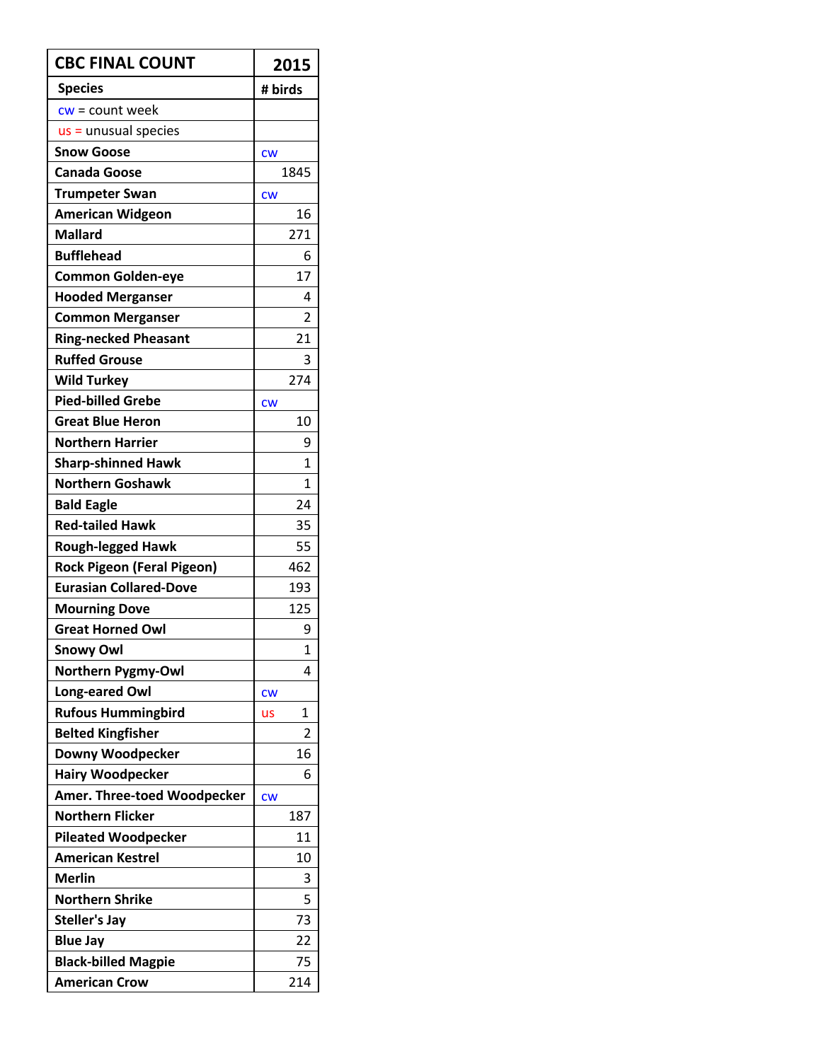| CBC FINAL COUNT | 2015 |
|---|---|
| **Species** | **# birds** |
| cw = count week | |
| us = unusual species | |
| Snow Goose | cw |
| Canada Goose | 1845 |
| Trumpeter Swan | cw |
| American Widgeon | 16 |
| Mallard | 271 |
| Bufflehead | 6 |
| Common Golden-eye | 17 |
| Hooded Merganser | 4 |
| Common Merganser | 2 |
| Ring-necked Pheasant | 21 |
| Ruffed Grouse | 3 |
| Wild Turkey | 274 |
| Pied-billed Grebe | cw |
| Great Blue Heron | 10 |
| Northern Harrier | 9 |
| Sharp-shinned Hawk | 1 |
| Northern Goshawk | 1 |
| Bald Eagle | 24 |
| Red-tailed Hawk | 35 |
| Rough-legged Hawk | 55 |
| Rock Pigeon (Feral Pigeon) | 462 |
| Eurasian Collared-Dove | 193 |
| Mourning Dove | 125 |
| Great Horned Owl | 9 |
| Snowy Owl | 1 |
| Northern Pygmy-Owl | 4 |
| Long-eared Owl | cw |
| Rufous Hummingbird | us 1 |
| Belted Kingfisher | 2 |
| Downy Woodpecker | 16 |
| Hairy Woodpecker | 6 |
| Amer. Three-toed Woodpecker | cw |
| Northern Flicker | 187 |
| Pileated Woodpecker | 11 |
| American Kestrel | 10 |
| Merlin | 3 |
| Northern Shrike | 5 |
| Steller's Jay | 73 |
| Blue Jay | 22 |
| Black-billed Magpie | 75 |
| American Crow | 214 |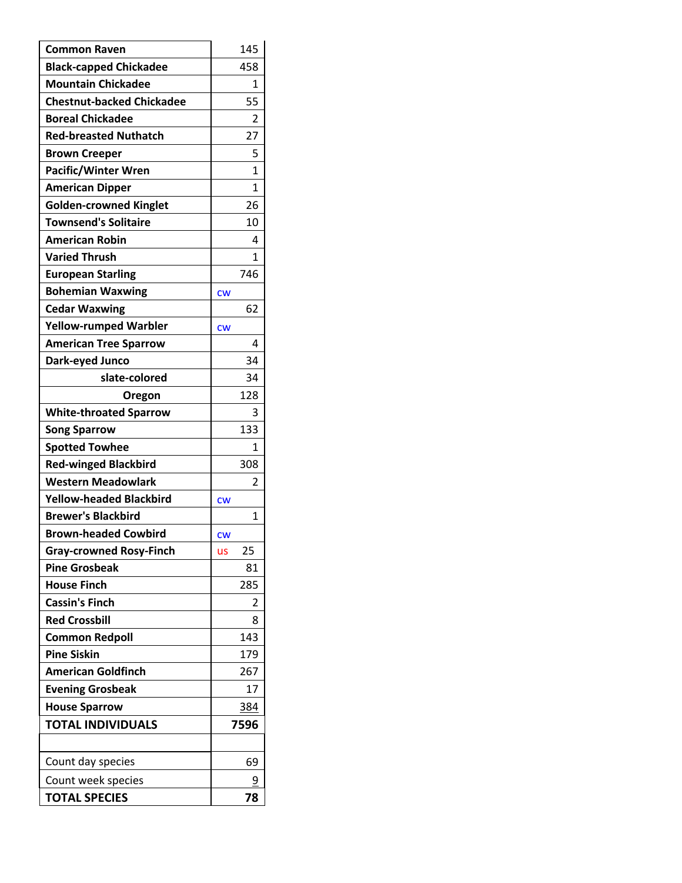| | |
|---|---|
| **Common Raven** | 145 |
| **Black-capped Chickadee** | 458 |
| **Mountain Chickadee** | 1 |
| **Chestnut-backed Chickadee** | 55 |
| **Boreal Chickadee** | 2 |
| **Red-breasted Nuthatch** | 27 |
| **Brown Creeper** | 5 |
| **Pacific/Winter Wren** | 1 |
| **American Dipper** | 1 |
| **Golden-crowned Kinglet** | 26 |
| **Townsend's Solitaire** | 10 |
| **American Robin** | 4 |
| **Varied Thrush** | 1 |
| **European Starling** | 746 |
| **Bohemian Waxwing** | cw |
| **Cedar Waxwing** | 62 |
| **Yellow-rumped Warbler** | cw |
| **American Tree Sparrow** | 4 |
| **Dark-eyed Junco** | 34 |
| **slate-colored** | 34 |
| **Oregon** | 128 |
| **White-throated Sparrow** | 3 |
| **Song Sparrow** | 133 |
| **Spotted Towhee** | 1 |
| **Red-winged Blackbird** | 308 |
| **Western Meadowlark** | 2 |
| **Yellow-headed Blackbird** | cw |
| **Brewer's Blackbird** | 1 |
| **Brown-headed Cowbird** | cw |
| **Gray-crowned Rosy-Finch** | us 25 |
| **Pine Grosbeak** | 81 |
| **House Finch** | 285 |
| **Cassin's Finch** | 2 |
| **Red Crossbill** | 8 |
| **Common Redpoll** | 143 |
| **Pine Siskin** | 179 |
| **American Goldfinch** | 267 |
| **Evening Grosbeak** | 17 |
| **House Sparrow** | 384 |
| **TOTAL INDIVIDUALS** | **7596** |
| | |
| Count day species | 69 |
| Count week species | 9 |
| **TOTAL SPECIES** | **78** |